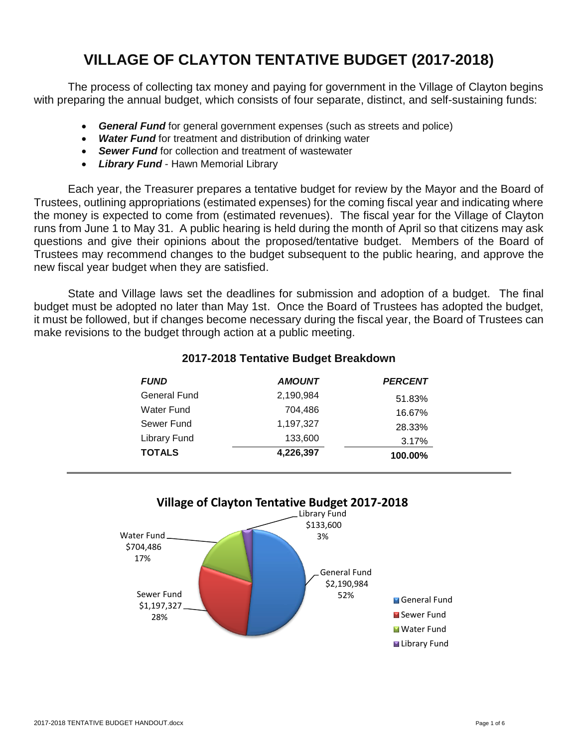# VILLAGE OF CLAYTON TENTATIVE BUDGET (2017-2018)

The process of collecting tax money and paying for government in the Village of Clayton begins with preparing the annual budget, which consists of four separate, distinct, and self-sustaining funds:

- ***General Fund*** for general government expenses (such as streets and police)
- ***Water Fund*** for treatment and distribution of drinking water
- ***Sewer Fund*** for collection and treatment of wastewater
- ***Library Fund*** - Hawn Memorial Library

Each year, the Treasurer prepares a tentative budget for review by the Mayor and the Board of Trustees, outlining appropriations (estimated expenses) for the coming fiscal year and indicating where the money is expected to come from (estimated revenues). The fiscal year for the Village of Clayton runs from June 1 to May 31. A public hearing is held during the month of April so that citizens may ask questions and give their opinions about the proposed/tentative budget. Members of the Board of Trustees may recommend changes to the budget subsequent to the public hearing, and approve the new fiscal year budget when they are satisfied.

State and Village laws set the deadlines for submission and adoption of a budget. The final budget must be adopted no later than May 1st. Once the Board of Trustees has adopted the budget, it must be followed, but if changes become necessary during the fiscal year, the Board of Trustees can make revisions to the budget through action at a public meeting.

## 2017-2018 Tentative Budget Breakdown

| *FUND* | *AMOUNT* | *PERCENT* |
|---|---|---|
| General Fund | 2,190,984 | 51.83% |
| Water Fund | 704,486 | 16.67% |
| Sewer Fund | 1,197,327 | 28.33% |
| Library Fund | 133,600 | 3.17% |
| **TOTALS** | **4,226,397** | **100.00%** |

**Village of Clayton Tentative Budget 2017-2018**

- General Fund $2,190,984 52%
- Sewer Fund $1,197,327 28%
- Water Fund $704,486 17%
- Library Fund $133,600 3%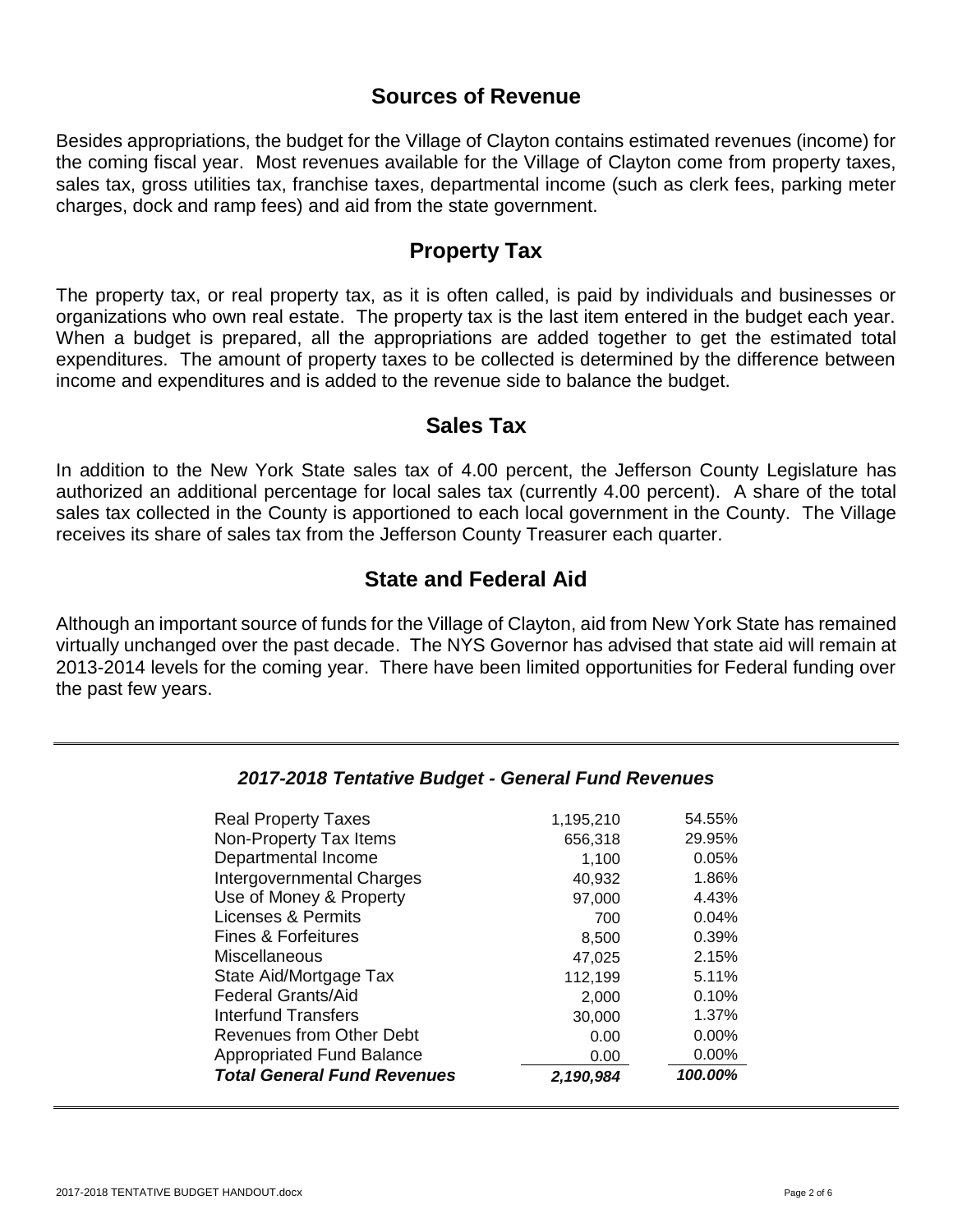## Sources of Revenue

Besides appropriations, the budget for the Village of Clayton contains estimated revenues (income) for the coming fiscal year. Most revenues available for the Village of Clayton come from property taxes, sales tax, gross utilities tax, franchise taxes, departmental income (such as clerk fees, parking meter charges, dock and ramp fees) and aid from the state government.

## Property Tax

The property tax, or real property tax, as it is often called, is paid by individuals and businesses or organizations who own real estate. The property tax is the last item entered in the budget each year. When a budget is prepared, all the appropriations are added together to get the estimated total expenditures. The amount of property taxes to be collected is determined by the difference between income and expenditures and is added to the revenue side to balance the budget.

## Sales Tax

In addition to the New York State sales tax of 4.00 percent, the Jefferson County Legislature has authorized an additional percentage for local sales tax (currently 4.00 percent). A share of the total sales tax collected in the County is apportioned to each local government in the County. The Village receives its share of sales tax from the Jefferson County Treasurer each quarter.

## State and Federal Aid

Although an important source of funds for the Village of Clayton, aid from New York State has remained virtually unchanged over the past decade. The NYS Governor has advised that state aid will remain at 2013-2014 levels for the coming year. There have been limited opportunities for Federal funding over the past few years.

***2017-2018 Tentative Budget - General Fund Revenues***

| | | |
|---|---|---|
| Real Property Taxes | 1,195,210 | 54.55% |
| Non-Property Tax Items | 656,318 | 29.95% |
| Departmental Income | 1,100 | 0.05% |
| Intergovernmental Charges | 40,932 | 1.86% |
| Use of Money & Property | 97,000 | 4.43% |
| Licenses & Permits | 700 | 0.04% |
| Fines & Forfeitures | 8,500 | 0.39% |
| Miscellaneous | 47,025 | 2.15% |
| State Aid/Mortgage Tax | 112,199 | 5.11% |
| Federal Grants/Aid | 2,000 | 0.10% |
| Interfund Transfers | 30,000 | 1.37% |
| Revenues from Other Debt | 0.00 | 0.00% |
| Appropriated Fund Balance | 0.00 | 0.00% |
| ***Total General Fund Revenues*** | ***2,190,984*** | ***100.00%*** |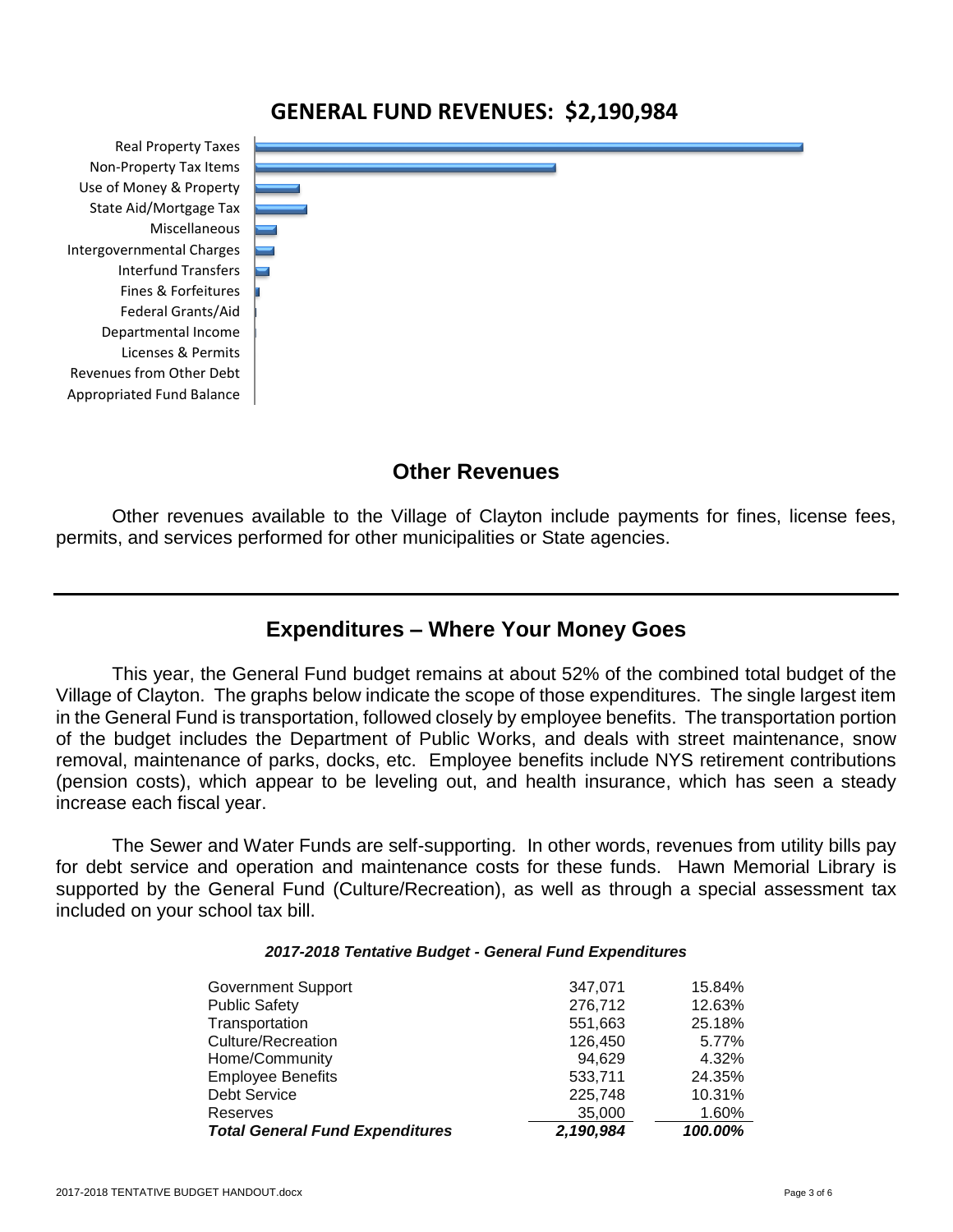## GENERAL FUND REVENUES: $2,190,984

Real Property Taxes
Non-Property Tax Items
Use of Money & Property
State Aid/Mortgage Tax
Miscellaneous
Intergovernmental Charges
Interfund Transfers
Fines & Forfeitures
Federal Grants/Aid
Departmental Income
Licenses & Permits
Revenues from Other Debt
Appropriated Fund Balance

## Other Revenues

Other revenues available to the Village of Clayton include payments for fines, license fees, permits, and services performed for other municipalities or State agencies.

---

## Expenditures – Where Your Money Goes

This year, the General Fund budget remains at about 52% of the combined total budget of the Village of Clayton. The graphs below indicate the scope of those expenditures. The single largest item in the General Fund is transportation, followed closely by employee benefits. The transportation portion of the budget includes the Department of Public Works, and deals with street maintenance, snow removal, maintenance of parks, docks, etc. Employee benefits include NYS retirement contributions (pension costs), which appear to be leveling out, and health insurance, which has seen a steady increase each fiscal year.

The Sewer and Water Funds are self-supporting. In other words, revenues from utility bills pay for debt service and operation and maintenance costs for these funds. Hawn Memorial Library is supported by the General Fund (Culture/Recreation), as well as through a special assessment tax included on your school tax bill.

***2017-2018 Tentative Budget - General Fund Expenditures***

| | | |
|---|---|---|
| Government Support | 347,071 | 15.84% |
| Public Safety | 276,712 | 12.63% |
| Transportation | 551,663 | 25.18% |
| Culture/Recreation | 126,450 | 5.77% |
| Home/Community | 94,629 | 4.32% |
| Employee Benefits | 533,711 | 24.35% |
| Debt Service | 225,748 | 10.31% |
| Reserves | 35,000 | 1.60% |
| ***Total General Fund Expenditures*** | ***2,190,984*** | ***100.00%*** |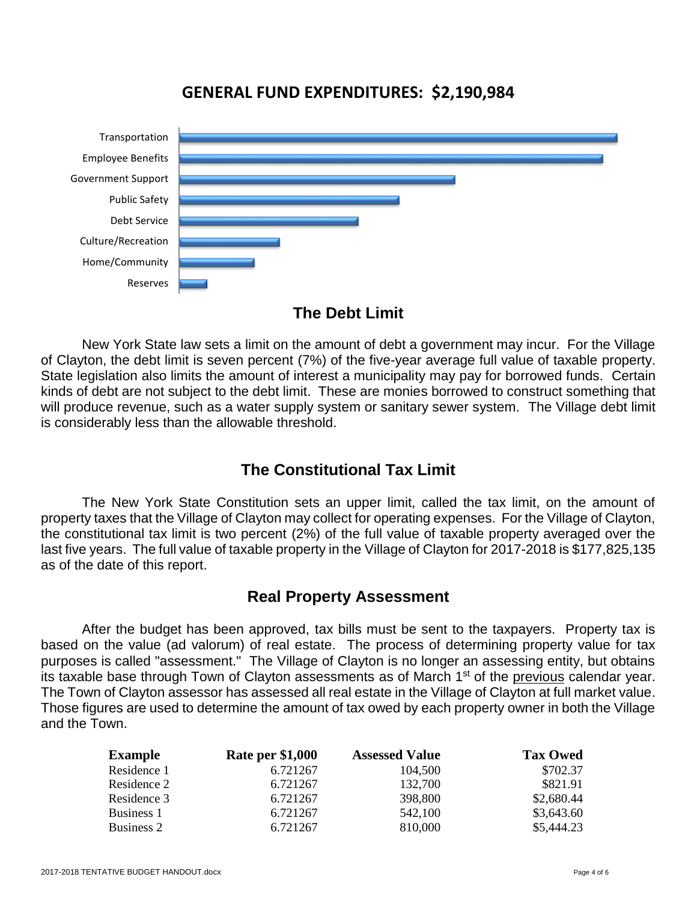## GENERAL FUND EXPENDITURES: $2,190,984

Transportation

Employee Benefits

Government Support

Public Safety

Debt Service

Culture/Recreation

Home/Community

Reserves

## The Debt Limit

New York State law sets a limit on the amount of debt a government may incur. For the Village of Clayton, the debt limit is seven percent (7%) of the five-year average full value of taxable property. State legislation also limits the amount of interest a municipality may pay for borrowed funds. Certain kinds of debt are not subject to the debt limit. These are monies borrowed to construct something that will produce revenue, such as a water supply system or sanitary sewer system. The Village debt limit is considerably less than the allowable threshold.

## The Constitutional Tax Limit

The New York State Constitution sets an upper limit, called the tax limit, on the amount of property taxes that the Village of Clayton may collect for operating expenses. For the Village of Clayton, the constitutional tax limit is two percent (2%) of the full value of taxable property averaged over the last five years. The full value of taxable property in the Village of Clayton for 2017-2018 is $177,825,135 as of the date of this report.

## Real Property Assessment

After the budget has been approved, tax bills must be sent to the taxpayers. Property tax is based on the value (ad valorum) of real estate. The process of determining property value for tax purposes is called "assessment." The Village of Clayton is no longer an assessing entity, but obtains its taxable base through Town of Clayton assessments as of March 1st of the previous calendar year. The Town of Clayton assessor has assessed all real estate in the Village of Clayton at full market value. Those figures are used to determine the amount of tax owed by each property owner in both the Village and the Town.

| Example | Rate per $1,000 | Assessed Value | Tax Owed |
|---|---|---|---|
| Residence 1 | 6.721267 | 104,500 | $702.37 |
| Residence 2 | 6.721267 | 132,700 | $821.91 |
| Residence 3 | 6.721267 | 398,800 | $2,680.44 |
| Business 1 | 6.721267 | 542,100 | $3,643.60 |
| Business 2 | 6.721267 | 810,000 | $5,444.23 |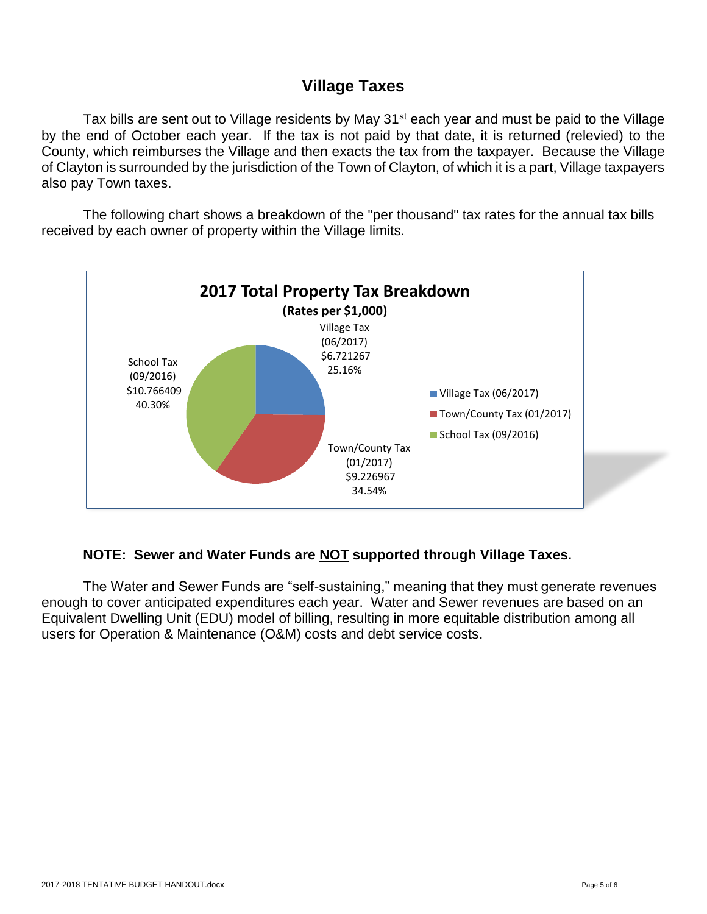# Village Taxes

Tax bills are sent out to Village residents by May 31st each year and must be paid to the Village by the end of October each year. If the tax is not paid by that date, it is returned (relevied) to the County, which reimburses the Village and then exacts the tax from the taxpayer. Because the Village of Clayton is surrounded by the jurisdiction of the Town of Clayton, of which it is a part, Village taxpayers also pay Town taxes.

The following chart shows a breakdown of the "per thousand" tax rates for the annual tax bills received by each owner of property within the Village limits.

**2017 Total Property Tax Breakdown**

**(Rates per $1,000)**

| Tax | Rate | Percent |
|---|---|---|
| Village Tax (06/2017) | $6.721267 | 25.16% |
| Town/County Tax (01/2017) | $9.226967 | 34.54% |
| School Tax (09/2016) | $10.766409 | 40.30% |

**NOTE: Sewer and Water Funds are NOT supported through Village Taxes.**

The Water and Sewer Funds are "self-sustaining," meaning that they must generate revenues enough to cover anticipated expenditures each year. Water and Sewer revenues are based on an Equivalent Dwelling Unit (EDU) model of billing, resulting in more equitable distribution among all users for Operation & Maintenance (O&M) costs and debt service costs.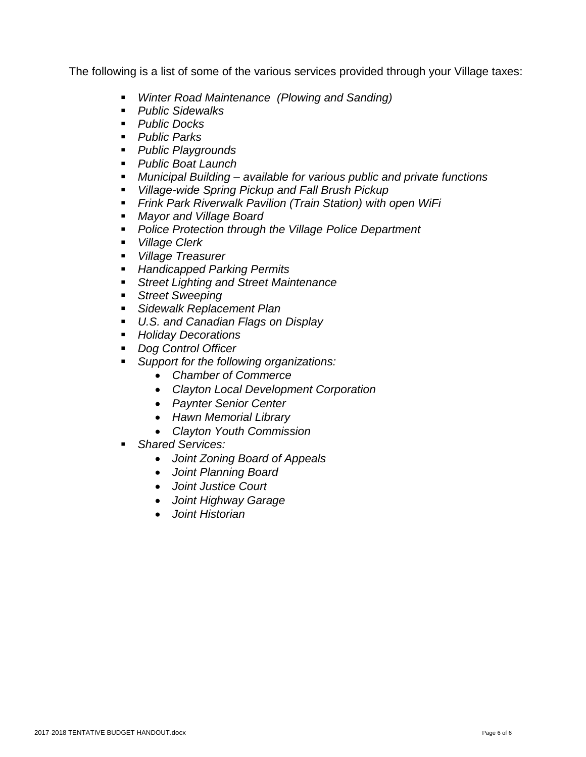The following is a list of some of the various services provided through your Village taxes:

- *Winter Road Maintenance (Plowing and Sanding)*
- *Public Sidewalks*
- *Public Docks*
- *Public Parks*
- *Public Playgrounds*
- *Public Boat Launch*
- *Municipal Building – available for various public and private functions*
- *Village-wide Spring Pickup and Fall Brush Pickup*
- *Frink Park Riverwalk Pavilion (Train Station) with open WiFi*
- *Mayor and Village Board*
- *Police Protection through the Village Police Department*
- *Village Clerk*
- *Village Treasurer*
- *Handicapped Parking Permits*
- *Street Lighting and Street Maintenance*
- *Street Sweeping*
- *Sidewalk Replacement Plan*
- *U.S. and Canadian Flags on Display*
- *Holiday Decorations*
- *Dog Control Officer*
- *Support for the following organizations:*
    - *Chamber of Commerce*
    - *Clayton Local Development Corporation*
    - *Paynter Senior Center*
    - *Hawn Memorial Library*
    - *Clayton Youth Commission*
- *Shared Services:*
    - *Joint Zoning Board of Appeals*
    - *Joint Planning Board*
    - *Joint Justice Court*
    - *Joint Highway Garage*
    - *Joint Historian*